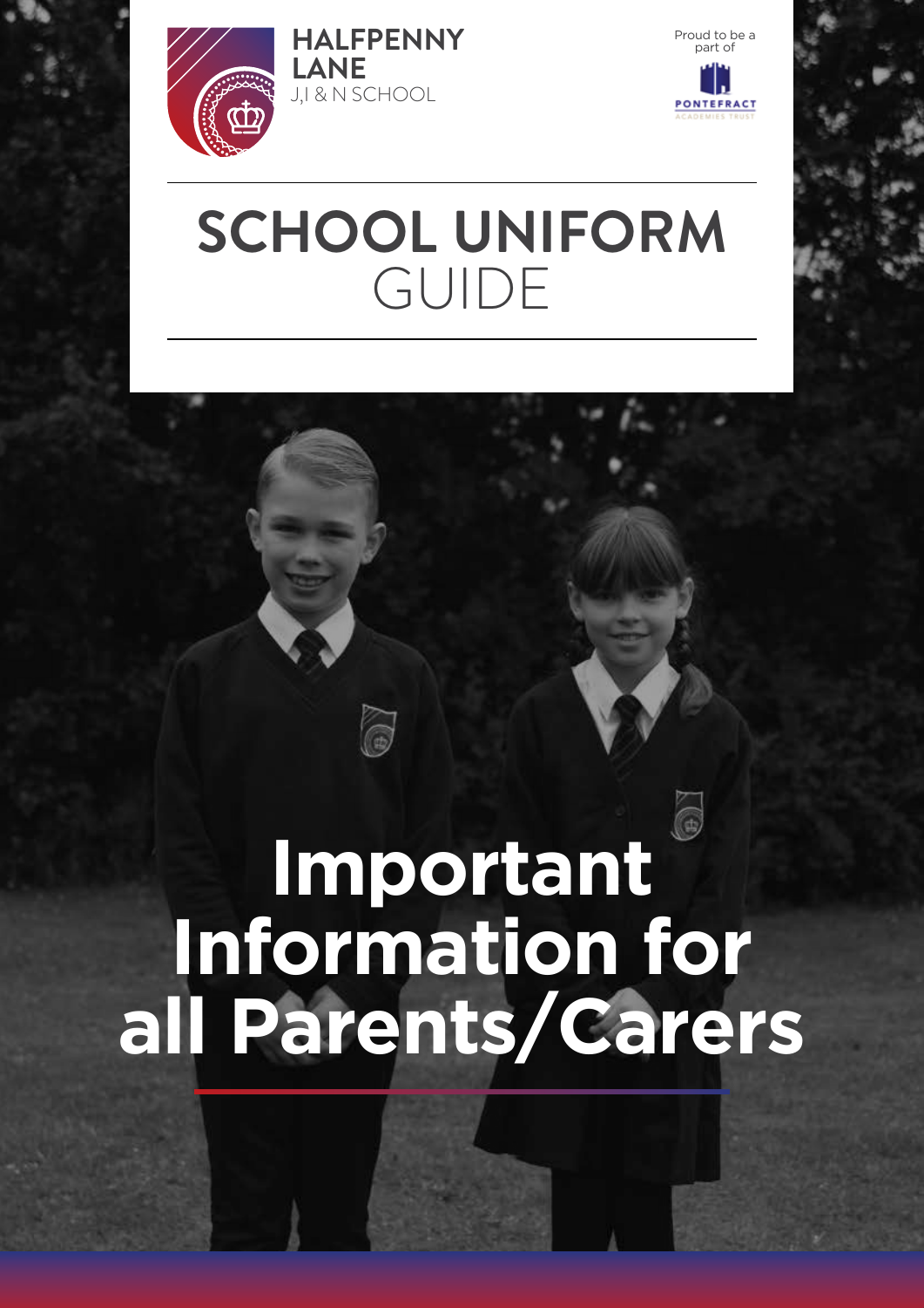HALFPENNY LANE
J,I & N SCHOOL

Proud to be a part of

PONTEFRACT ACADEMIES TRUST

# SCHOOL UNIFORM GUIDE

# Important Information for all Parents/Carers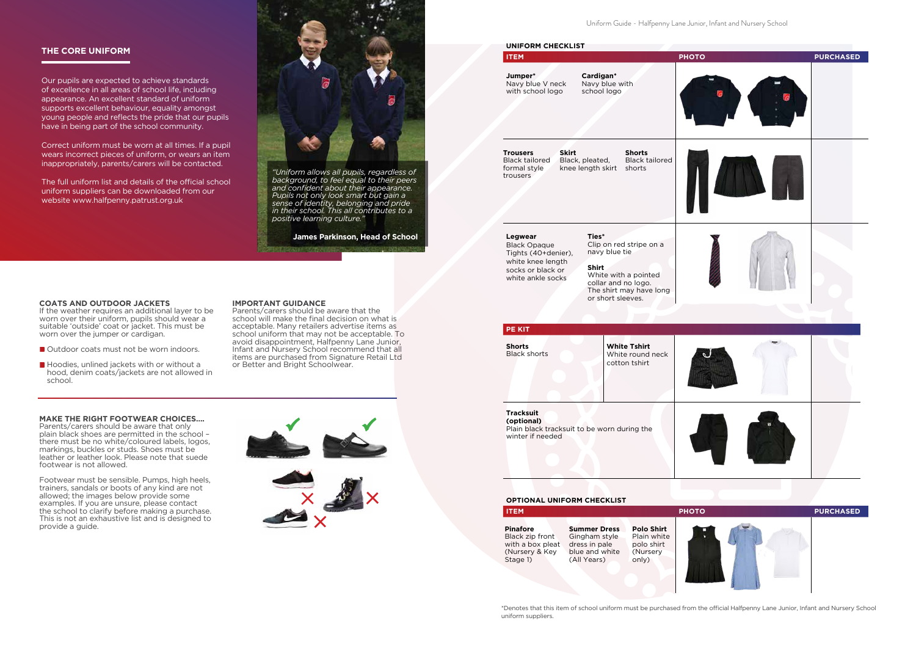## THE CORE UNIFORM

Our pupils are expected to achieve standards of excellence in all areas of school life, including appearance. An excellent standard of uniform supports excellent behaviour, equality amongst young people and reflects the pride that our pupils have in being part of the school community.

Correct uniform must be worn at all times. If a pupil wears incorrect pieces of uniform, or wears an item inappropriately, parents/carers will be contacted.

The full uniform list and details of the official school uniform suppliers can be downloaded from our website www.halfpenny.patrust.org.uk

*"Uniform allows all pupils, regardless of background, to feel equal to their peers and confident about their appearance. Pupils not only look smart but gain a sense of identity, belonging and pride in their school. This all contributes to a positive learning culture."*

**James Parkinson, Head of School**

### COATS AND OUTDOOR JACKETS

If the weather requires an additional layer to be worn over their uniform, pupils should wear a suitable 'outside' coat or jacket. This must be worn over the jumper or cardigan.

- Outdoor coats must not be worn indoors.
- Hoodies, unlined jackets with or without a hood, denim coats/jackets are not allowed in school.

### IMPORTANT GUIDANCE

Parents/carers should be aware that the school will make the final decision on what is acceptable. Many retailers advertise items as school uniform that may not be acceptable. To avoid disappointment, Halfpenny Lane Junior, Infant and Nursery School recommend that all items are purchased from Signature Retail Ltd or Better and Bright Schoolwear.

### MAKE THE RIGHT FOOTWEAR CHOICES....

Parents/carers should be aware that only plain black shoes are permitted in the school – there must be no white/coloured labels, logos, markings, buckles or studs. Shoes must be leather or leather look. Please note that suede footwear is not allowed.

Footwear must be sensible. Pumps, high heels, trainers, sandals or boots of any kind are not allowed; the images below provide some examples. If you are unsure, please contact the school to clarify before making a purchase. This is not an exhaustive list and is designed to provide a guide.

### UNIFORM CHECKLIST

| ITEM | | | PHOTO | PURCHASED |
|---|---|---|---|---|
| **Jumper*** Navy blue V neck with school logo | **Cardigan*** Navy blue with school logo | | | |
| **Trousers** Black tailored formal style trousers | **Skirt** Black, pleated, knee length skirt | **Shorts** Black tailored shorts | | |
| **Legwear** Black Opaque Tights (40+denier), white knee length socks or black or white ankle socks | **Ties*** Clip on red stripe on a navy blue tie<br>**Shirt** White with a pointed collar and no logo. The shirt may have long or short sleeves. | | | |

### PE KIT

| ITEM | | PHOTO | PURCHASED |
|---|---|---|---|
| **Shorts** Black shorts | **White Tshirt** White round neck cotton tshirt | | |
| **Tracksuit (optional)** Plain black tracksuit to be worn during the winter if needed | | | |

### OPTIONAL UNIFORM CHECKLIST

| ITEM | | | PHOTO | PURCHASED |
|---|---|---|---|---|
| **Pinafore** Black zip front with a box pleat (Nursery & Key Stage 1) | **Summer Dress** Gingham style dress in pale blue and white (All Years) | **Polo Shirt** Plain white polo shirt (Nursery only) | | |

*Denotes that this item of school uniform must be purchased from the official Halfpenny Lane Junior, Infant and Nursery School uniform suppliers.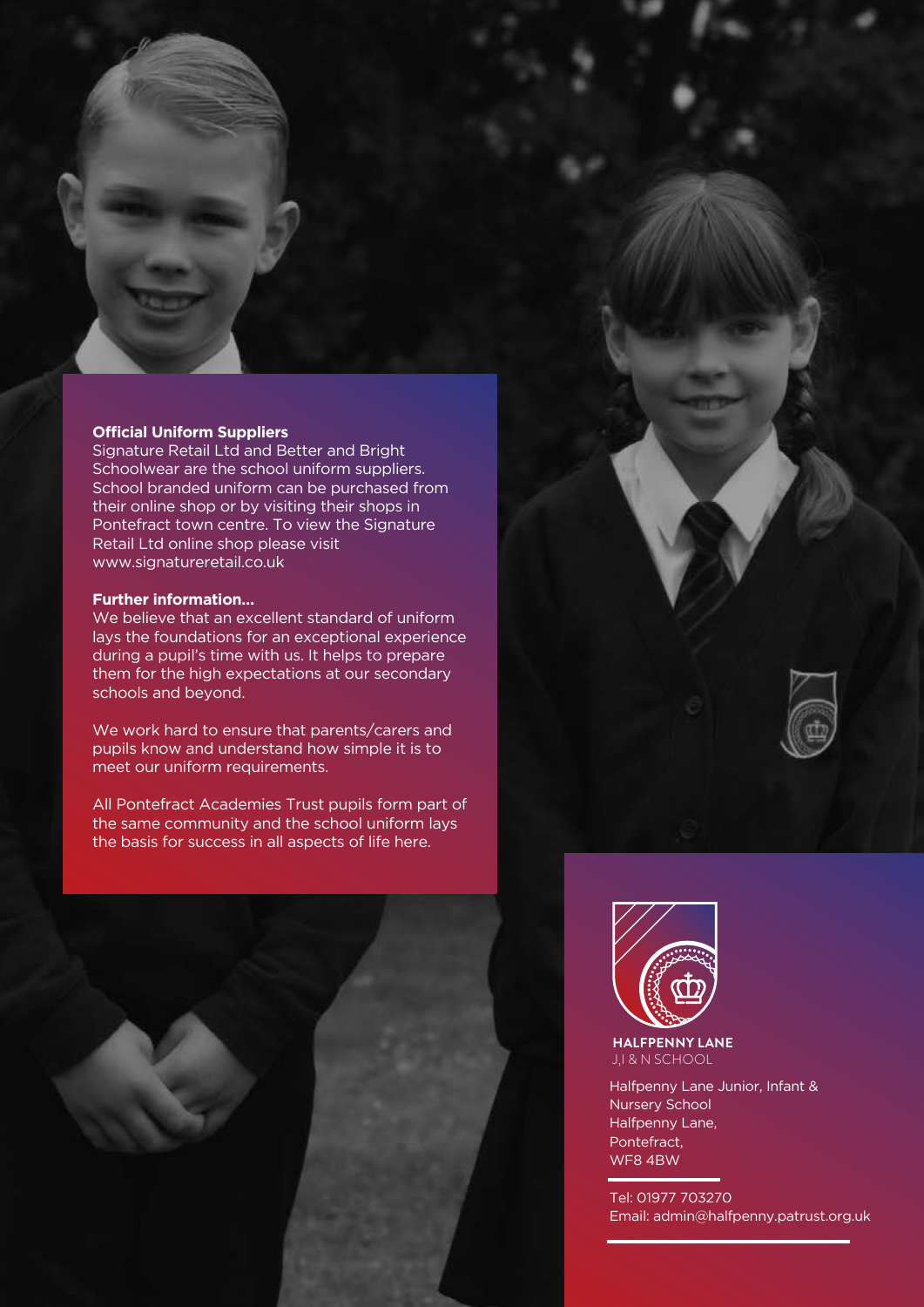**Official Uniform Suppliers**

Signature Retail Ltd and Better and Bright Schoolwear are the school uniform suppliers. School branded uniform can be purchased from their online shop or by visiting their shops in Pontefract town centre. To view the Signature Retail Ltd online shop please visit www.signatureretail.co.uk

**Further information...**

We believe that an excellent standard of uniform lays the foundations for an exceptional experience during a pupil's time with us. It helps to prepare them for the high expectations at our secondary schools and beyond.

We work hard to ensure that parents/carers and pupils know and understand how simple it is to meet our uniform requirements.

All Pontefract Academies Trust pupils form part of the same community and the school uniform lays the basis for success in all aspects of life here.

**HALFPENNY LANE**
J,I & N SCHOOL

Halfpenny Lane Junior, Infant & Nursery School
Halfpenny Lane,
Pontefract,
WF8 4BW

Tel: 01977 703270
Email: admin@halfpenny.patrust.org.uk